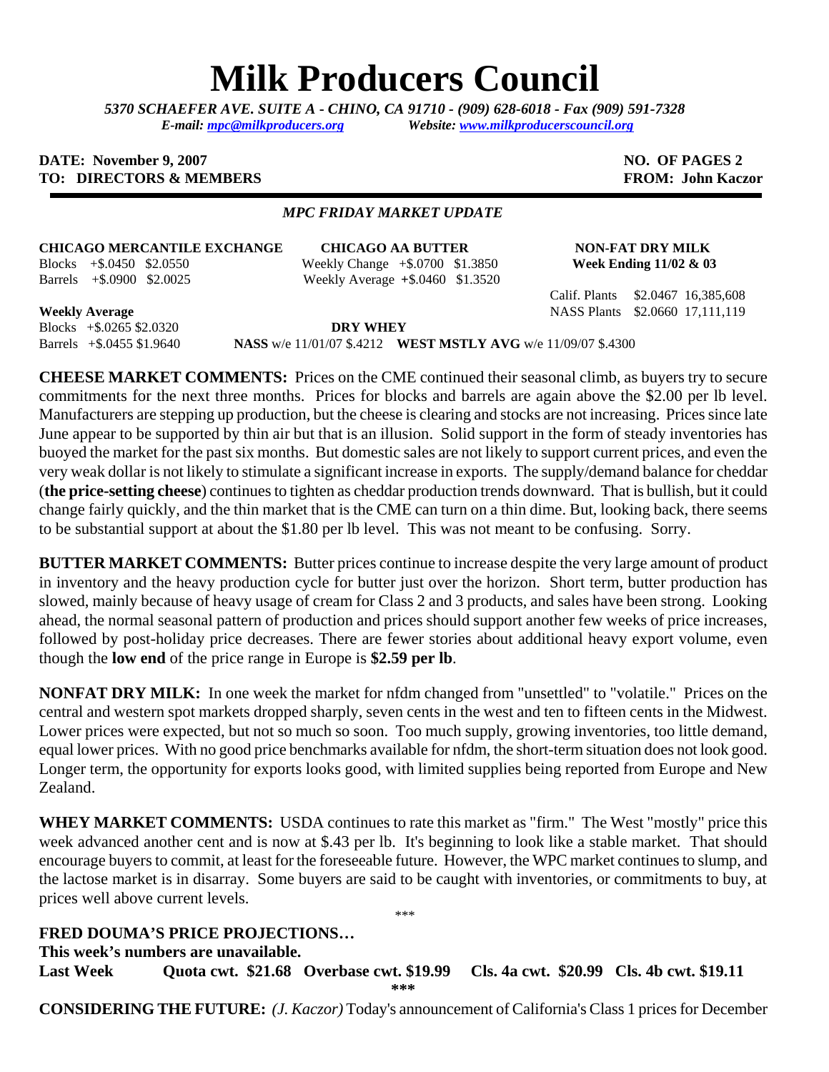# Milk Producers Council

*5370 SCHAEFER AVE. SUITE A - CHINO, CA 91710 - (909) 628-6018 - Fax (909) 591-7328*
*E-mail: mpc@milkproducers.org Website: www.milkproducerscouncil.org*

**DATE: November 9, 2007** **NO. OF PAGES 2**
**TO: DIRECTORS & MEMBERS** **FROM: John Kaczor**

*MPC FRIDAY MARKET UPDATE*

**CHICAGO MERCANTILE EXCHANGE**
Blocks +$.0450 $2.0550
Barrels +$.0900 $2.0025

**Weekly Average**
Blocks +$.0265 $2.0320
Barrels +$.0455 $1.9640

**CHICAGO AA BUTTER**
Weekly Change +$.0700 $1.3850
Weekly Average +$.0460 $1.3520

**NON-FAT DRY MILK**
**Week Ending 11/02 & 03**
Calif. Plants $2.0467 16,385,608
NASS Plants $2.0660 17,111,119

**DRY WHEY**
**NASS** w/e 11/01/07 $.4212 **WEST MSTLY AVG** w/e 11/09/07 $.4300

**CHEESE MARKET COMMENTS:** Prices on the CME continued their seasonal climb, as buyers try to secure commitments for the next three months. Prices for blocks and barrels are again above the $2.00 per lb level. Manufacturers are stepping up production, but the cheese is clearing and stocks are not increasing. Prices since late June appear to be supported by thin air but that is an illusion. Solid support in the form of steady inventories has buoyed the market for the past six months. But domestic sales are not likely to support current prices, and even the very weak dollar is not likely to stimulate a significant increase in exports. The supply/demand balance for cheddar (**the price-setting cheese**) continues to tighten as cheddar production trends downward. That is bullish, but it could change fairly quickly, and the thin market that is the CME can turn on a thin dime. But, looking back, there seems to be substantial support at about the $1.80 per lb level. This was not meant to be confusing. Sorry.

**BUTTER MARKET COMMENTS:** Butter prices continue to increase despite the very large amount of product in inventory and the heavy production cycle for butter just over the horizon. Short term, butter production has slowed, mainly because of heavy usage of cream for Class 2 and 3 products, and sales have been strong. Looking ahead, the normal seasonal pattern of production and prices should support another few weeks of price increases, followed by post-holiday price decreases. There are fewer stories about additional heavy export volume, even though the **low end** of the price range in Europe is **$2.59 per lb**.

**NONFAT DRY MILK:** In one week the market for nfdm changed from "unsettled" to "volatile." Prices on the central and western spot markets dropped sharply, seven cents in the west and ten to fifteen cents in the Midwest. Lower prices were expected, but not so much so soon. Too much supply, growing inventories, too little demand, equal lower prices. With no good price benchmarks available for nfdm, the short-term situation does not look good. Longer term, the opportunity for exports looks good, with limited supplies being reported from Europe and New Zealand.

**WHEY MARKET COMMENTS:** USDA continues to rate this market as "firm." The West "mostly" price this week advanced another cent and is now at $.43 per lb. It's beginning to look like a stable market. That should encourage buyers to commit, at least for the foreseeable future. However, the WPC market continues to slump, and the lactose market is in disarray. Some buyers are said to be caught with inventories, or commitments to buy, at prices well above current levels.

***

**FRED DOUMA'S PRICE PROJECTIONS…**
**This week's numbers are unavailable.**
**Last Week Quota cwt. $21.68 Overbase cwt. $19.99 Cls. 4a cwt. $20.99 Cls. 4b cwt. $19.11**

***

**CONSIDERING THE FUTURE:** *(J. Kaczor)* Today's announcement of California's Class 1 prices for December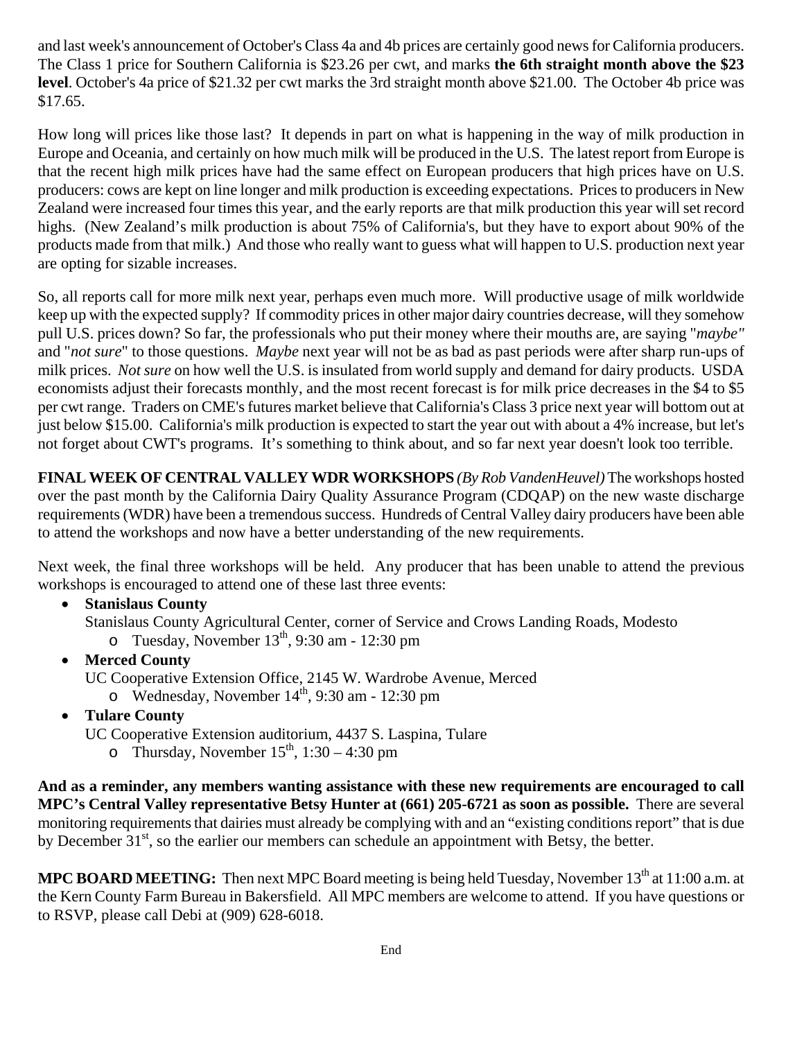and last week's announcement of October's Class 4a and 4b prices are certainly good news for California producers. The Class 1 price for Southern California is $23.26 per cwt, and marks **the 6th straight month above the $23 level**. October's 4a price of $21.32 per cwt marks the 3rd straight month above $21.00. The October 4b price was $17.65.

How long will prices like those last? It depends in part on what is happening in the way of milk production in Europe and Oceania, and certainly on how much milk will be produced in the U.S. The latest report from Europe is that the recent high milk prices have had the same effect on European producers that high prices have on U.S. producers: cows are kept on line longer and milk production is exceeding expectations. Prices to producers in New Zealand were increased four times this year, and the early reports are that milk production this year will set record highs. (New Zealand's milk production is about 75% of California's, but they have to export about 90% of the products made from that milk.) And those who really want to guess what will happen to U.S. production next year are opting for sizable increases.

So, all reports call for more milk next year, perhaps even much more. Will productive usage of milk worldwide keep up with the expected supply? If commodity prices in other major dairy countries decrease, will they somehow pull U.S. prices down? So far, the professionals who put their money where their mouths are, are saying "*maybe"* and "*not sure*" to those questions. *Maybe* next year will not be as bad as past periods were after sharp run-ups of milk prices. *Not sure* on how well the U.S. is insulated from world supply and demand for dairy products. USDA economists adjust their forecasts monthly, and the most recent forecast is for milk price decreases in the $4 to $5 per cwt range. Traders on CME's futures market believe that California's Class 3 price next year will bottom out at just below $15.00. California's milk production is expected to start the year out with about a 4% increase, but let's not forget about CWT's programs. It's something to think about, and so far next year doesn't look too terrible.

**FINAL WEEK OF CENTRAL VALLEY WDR WORKSHOPS** *(By Rob VandenHeuvel)* The workshops hosted over the past month by the California Dairy Quality Assurance Program (CDQAP) on the new waste discharge requirements (WDR) have been a tremendous success. Hundreds of Central Valley dairy producers have been able to attend the workshops and now have a better understanding of the new requirements.

Next week, the final three workshops will be held. Any producer that has been unable to attend the previous workshops is encouraged to attend one of these last three events:

- **Stanislaus County**
  Stanislaus County Agricultural Center, corner of Service and Crows Landing Roads, Modesto
  - Tuesday, November 13th, 9:30 am - 12:30 pm
- **Merced County**
  UC Cooperative Extension Office, 2145 W. Wardrobe Avenue, Merced
  - Wednesday, November 14th, 9:30 am - 12:30 pm
- **Tulare County**
  UC Cooperative Extension auditorium, 4437 S. Laspina, Tulare
  - Thursday, November 15th, 1:30 – 4:30 pm

**And as a reminder, any members wanting assistance with these new requirements are encouraged to call MPC's Central Valley representative Betsy Hunter at (661) 205-6721 as soon as possible.** There are several monitoring requirements that dairies must already be complying with and an "existing conditions report" that is due by December 31st, so the earlier our members can schedule an appointment with Betsy, the better.

**MPC BOARD MEETING:** Then next MPC Board meeting is being held Tuesday, November 13th at 11:00 a.m. at the Kern County Farm Bureau in Bakersfield. All MPC members are welcome to attend. If you have questions or to RSVP, please call Debi at (909) 628-6018.

End